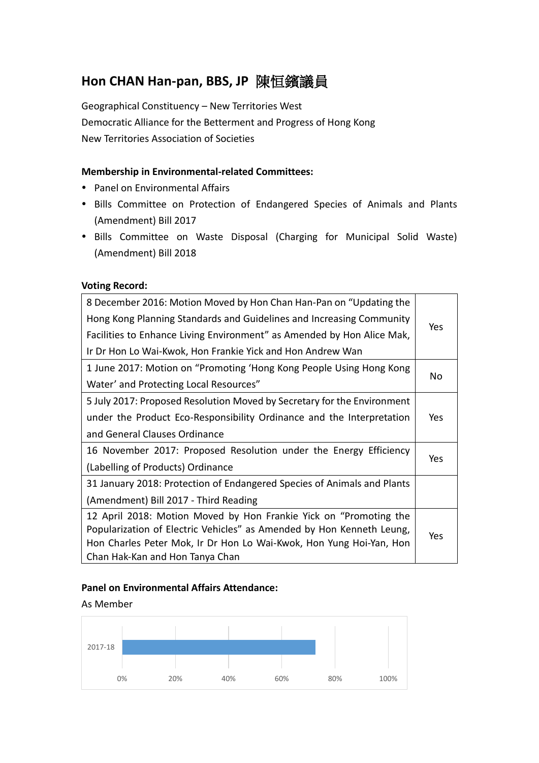# Hon CHAN Han-pan, BBS, JP 陳恒鑌議員

Geographical Constituency – New Territories West
Democratic Alliance for the Betterment and Progress of Hong Kong
New Territories Association of Societies

**Membership in Environmental-related Committees:**

- Panel on Environmental Affairs
- Bills Committee on Protection of Endangered Species of Animals and Plants (Amendment) Bill 2017
- Bills Committee on Waste Disposal (Charging for Municipal Solid Waste) (Amendment) Bill 2018

**Voting Record:**

| | |
|---|---|
| 8 December 2016: Motion Moved by Hon Chan Han-Pan on "Updating the Hong Kong Planning Standards and Guidelines and Increasing Community Facilities to Enhance Living Environment" as Amended by Hon Alice Mak, Ir Dr Hon Lo Wai-Kwok, Hon Frankie Yick and Hon Andrew Wan | Yes |
| 1 June 2017: Motion on "Promoting 'Hong Kong People Using Hong Kong Water' and Protecting Local Resources" | No |
| 5 July 2017: Proposed Resolution Moved by Secretary for the Environment under the Product Eco-Responsibility Ordinance and the Interpretation and General Clauses Ordinance | Yes |
| 16 November 2017: Proposed Resolution under the Energy Efficiency (Labelling of Products) Ordinance | Yes |
| 31 January 2018: Protection of Endangered Species of Animals and Plants (Amendment) Bill 2017 - Third Reading | |
| 12 April 2018: Motion Moved by Hon Frankie Yick on "Promoting the Popularization of Electric Vehicles" as Amended by Hon Kenneth Leung, Hon Charles Peter Mok, Ir Dr Hon Lo Wai-Kwok, Hon Yung Hoi-Yan, Hon Chan Hak-Kan and Hon Tanya Chan | Yes |

**Panel on Environmental Affairs Attendance:**

As Member

2017-18

0% 20% 40% 60% 80% 100%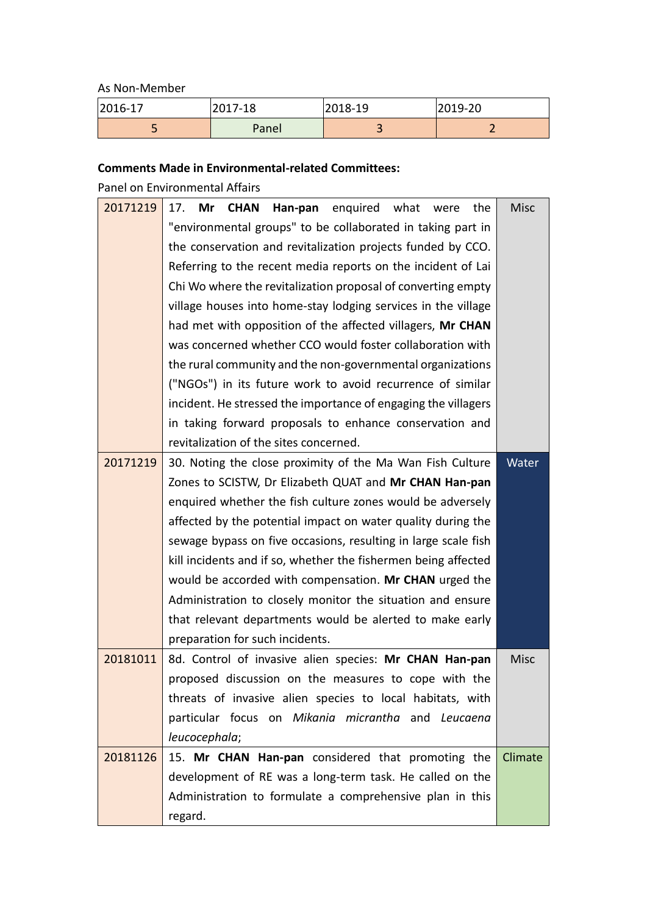As Non-Member

| 2016-17 | 2017-18 | 2018-19 | 2019-20 |
|---|---|---|---|
| 5 | Panel | 3 | 2 |

**Comments Made in Environmental-related Committees:**

Panel on Environmental Affairs

| | | |
|---|---|---|
| 20171219 | 17. **Mr CHAN Han-pan** enquired what were the "environmental groups" to be collaborated in taking part in the conservation and revitalization projects funded by CCO. Referring to the recent media reports on the incident of Lai Chi Wo where the revitalization proposal of converting empty village houses into home-stay lodging services in the village had met with opposition of the affected villagers, **Mr CHAN** was concerned whether CCO would foster collaboration with the rural community and the non-governmental organizations ("NGOs") in its future work to avoid recurrence of similar incident. He stressed the importance of engaging the villagers in taking forward proposals to enhance conservation and revitalization of the sites concerned. | Misc |
| 20171219 | 30. Noting the close proximity of the Ma Wan Fish Culture Zones to SCISTW, Dr Elizabeth QUAT and **Mr CHAN Han-pan** enquired whether the fish culture zones would be adversely affected by the potential impact on water quality during the sewage bypass on five occasions, resulting in large scale fish kill incidents and if so, whether the fishermen being affected would be accorded with compensation. **Mr CHAN** urged the Administration to closely monitor the situation and ensure that relevant departments would be alerted to make early preparation for such incidents. | Water |
| 20181011 | 8d. Control of invasive alien species: **Mr CHAN Han-pan** proposed discussion on the measures to cope with the threats of invasive alien species to local habitats, with particular focus on *Mikania micrantha* and *Leucaena leucocephala*; | Misc |
| 20181126 | 15. **Mr CHAN Han-pan** considered that promoting the development of RE was a long-term task. He called on the Administration to formulate a comprehensive plan in this regard. | Climate |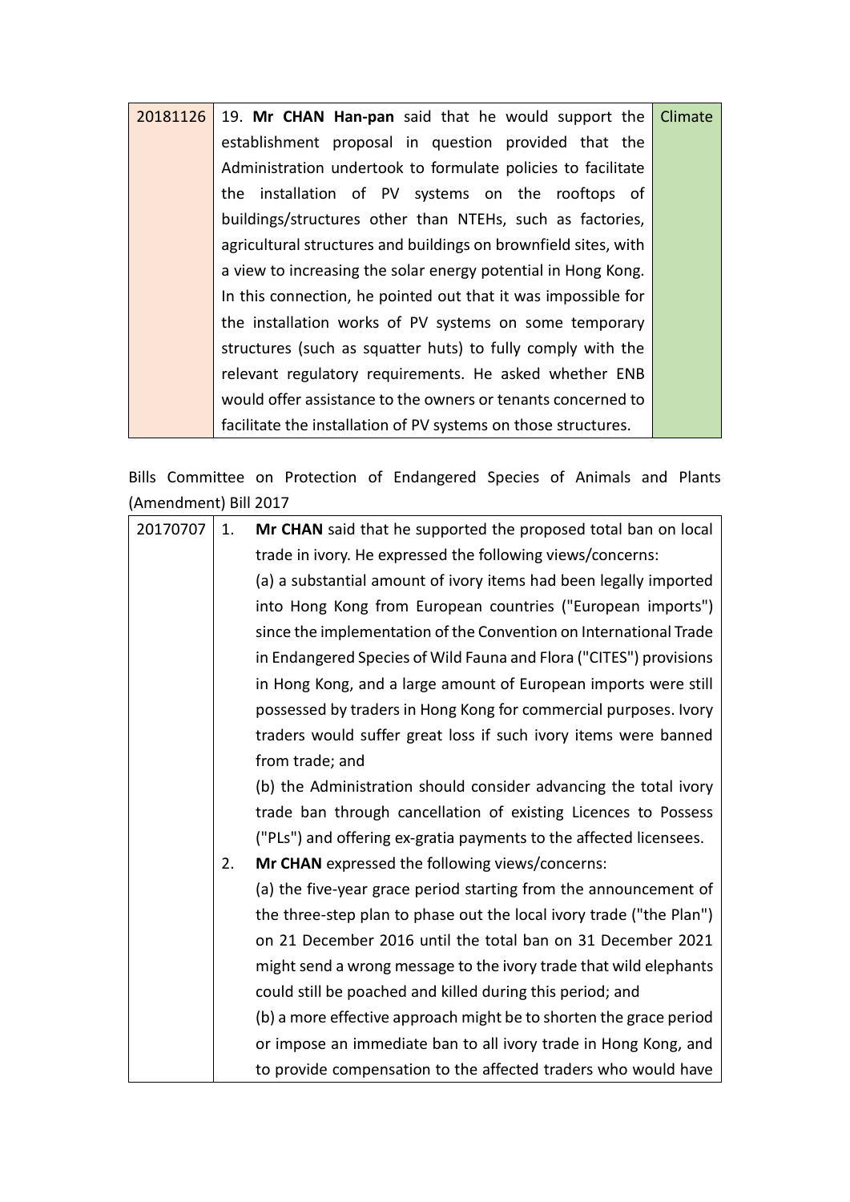| 20181126 | 19. **Mr CHAN Han-pan** said that he would support the establishment proposal in question provided that the Administration undertook to formulate policies to facilitate the installation of PV systems on the rooftops of buildings/structures other than NTEHs, such as factories, agricultural structures and buildings on brownfield sites, with a view to increasing the solar energy potential in Hong Kong. In this connection, he pointed out that it was impossible for the installation works of PV systems on some temporary structures (such as squatter huts) to fully comply with the relevant regulatory requirements. He asked whether ENB would offer assistance to the owners or tenants concerned to facilitate the installation of PV systems on those structures. | Climate |
|---|---|---|

Bills Committee on Protection of Endangered Species of Animals and Plants (Amendment) Bill 2017

| 20170707 | 1. **Mr CHAN** said that he supported the proposed total ban on local trade in ivory. He expressed the following views/concerns:<br>(a) a substantial amount of ivory items had been legally imported into Hong Kong from European countries ("European imports") since the implementation of the Convention on International Trade in Endangered Species of Wild Fauna and Flora ("CITES") provisions in Hong Kong, and a large amount of European imports were still possessed by traders in Hong Kong for commercial purposes. Ivory traders would suffer great loss if such ivory items were banned from trade; and<br>(b) the Administration should consider advancing the total ivory trade ban through cancellation of existing Licences to Possess ("PLs") and offering ex-gratia payments to the affected licensees.<br>2. **Mr CHAN** expressed the following views/concerns:<br>(a) the five-year grace period starting from the announcement of the three-step plan to phase out the local ivory trade ("the Plan") on 21 December 2016 until the total ban on 31 December 2021 might send a wrong message to the ivory trade that wild elephants could still be poached and killed during this period; and<br>(b) a more effective approach might be to shorten the grace period or impose an immediate ban to all ivory trade in Hong Kong, and to provide compensation to the affected traders who would have |
|---|---|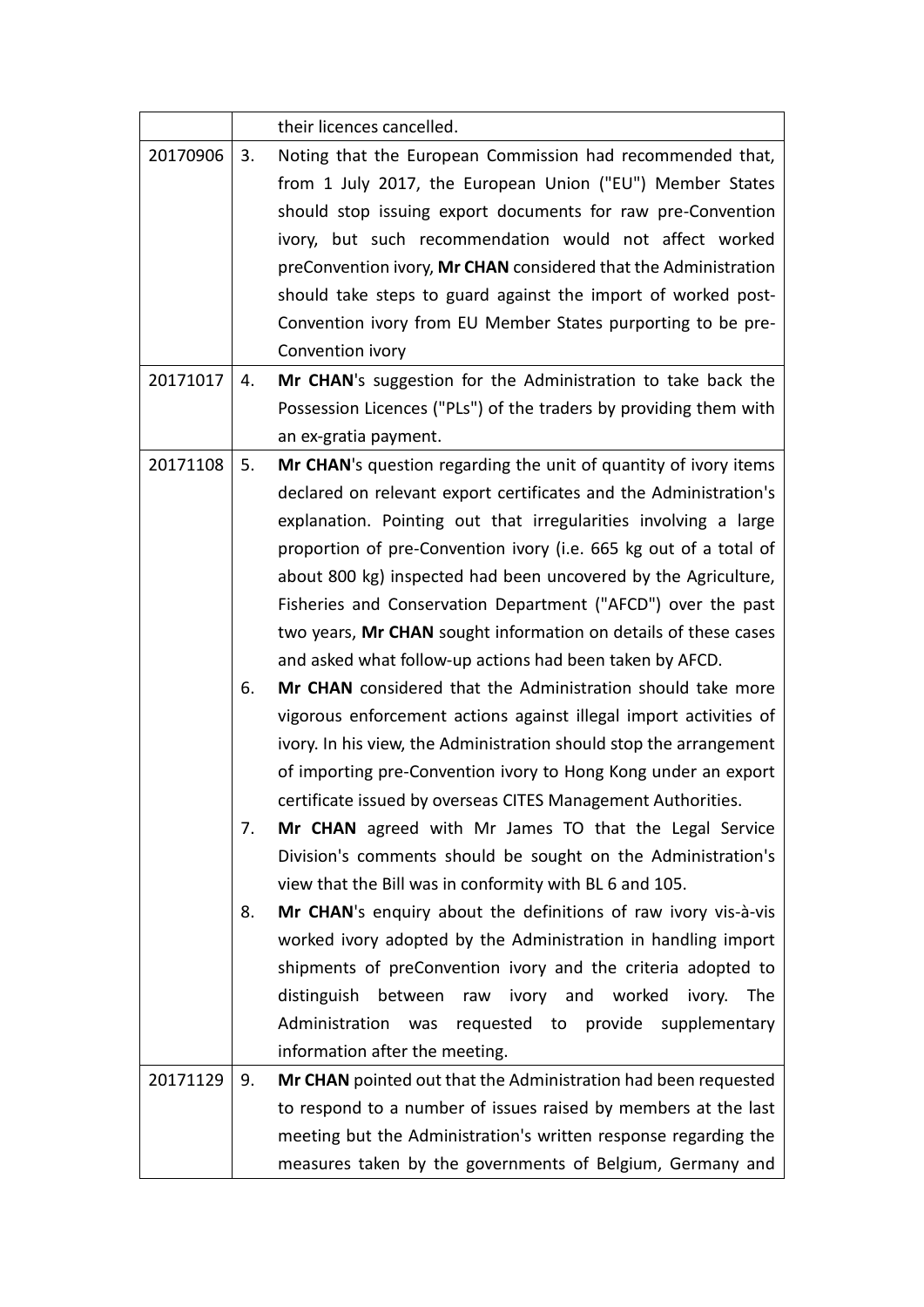| | | |
|---|---|---|
| | | their licences cancelled. |
| 20170906 | 3. | Noting that the European Commission had recommended that, from 1 July 2017, the European Union ("EU") Member States should stop issuing export documents for raw pre-Convention ivory, but such recommendation would not affect worked preConvention ivory, **Mr CHAN** considered that the Administration should take steps to guard against the import of worked post-Convention ivory from EU Member States purporting to be pre-Convention ivory |
| 20171017 | 4. | **Mr CHAN**'s suggestion for the Administration to take back the Possession Licences ("PLs") of the traders by providing them with an ex-gratia payment. |
| 20171108 | 5. | **Mr CHAN**'s question regarding the unit of quantity of ivory items declared on relevant export certificates and the Administration's explanation. Pointing out that irregularities involving a large proportion of pre-Convention ivory (i.e. 665 kg out of a total of about 800 kg) inspected had been uncovered by the Agriculture, Fisheries and Conservation Department ("AFCD") over the past two years, **Mr CHAN** sought information on details of these cases and asked what follow-up actions had been taken by AFCD. |
| | 6. | **Mr CHAN** considered that the Administration should take more vigorous enforcement actions against illegal import activities of ivory. In his view, the Administration should stop the arrangement of importing pre-Convention ivory to Hong Kong under an export certificate issued by overseas CITES Management Authorities. |
| | 7. | **Mr CHAN** agreed with Mr James TO that the Legal Service Division's comments should be sought on the Administration's view that the Bill was in conformity with BL 6 and 105. |
| | 8. | **Mr CHAN**'s enquiry about the definitions of raw ivory vis-à-vis worked ivory adopted by the Administration in handling import shipments of preConvention ivory and the criteria adopted to distinguish between raw ivory and worked ivory. The Administration was requested to provide supplementary information after the meeting. |
| 20171129 | 9. | **Mr CHAN** pointed out that the Administration had been requested to respond to a number of issues raised by members at the last meeting but the Administration's written response regarding the measures taken by the governments of Belgium, Germany and |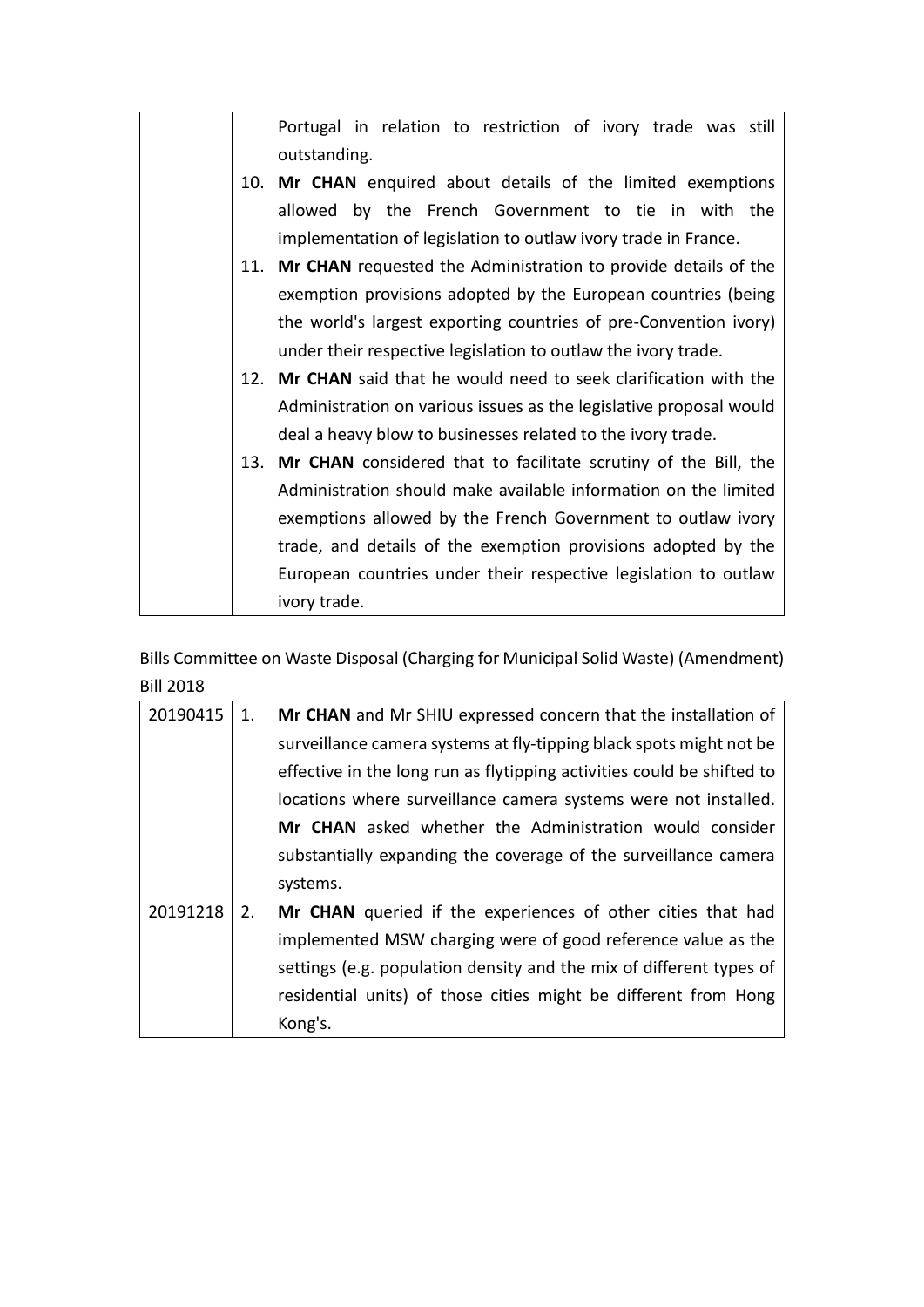| | | |
|---|---|---|
| | | Portugal in relation to restriction of ivory trade was still outstanding. |
| | 10. | **Mr CHAN** enquired about details of the limited exemptions allowed by the French Government to tie in with the implementation of legislation to outlaw ivory trade in France. |
| | 11. | **Mr CHAN** requested the Administration to provide details of the exemption provisions adopted by the European countries (being the world's largest exporting countries of pre-Convention ivory) under their respective legislation to outlaw the ivory trade. |
| | 12. | **Mr CHAN** said that he would need to seek clarification with the Administration on various issues as the legislative proposal would deal a heavy blow to businesses related to the ivory trade. |
| | 13. | **Mr CHAN** considered that to facilitate scrutiny of the Bill, the Administration should make available information on the limited exemptions allowed by the French Government to outlaw ivory trade, and details of the exemption provisions adopted by the European countries under their respective legislation to outlaw ivory trade. |

Bills Committee on Waste Disposal (Charging for Municipal Solid Waste) (Amendment) Bill 2018

| | | |
|---|---|---|
| 20190415 | 1. | **Mr CHAN** and Mr SHIU expressed concern that the installation of surveillance camera systems at fly-tipping black spots might not be effective in the long run as flytipping activities could be shifted to locations where surveillance camera systems were not installed. **Mr CHAN** asked whether the Administration would consider substantially expanding the coverage of the surveillance camera systems. |
| 20191218 | 2. | **Mr CHAN** queried if the experiences of other cities that had implemented MSW charging were of good reference value as the settings (e.g. population density and the mix of different types of residential units) of those cities might be different from Hong Kong's. |